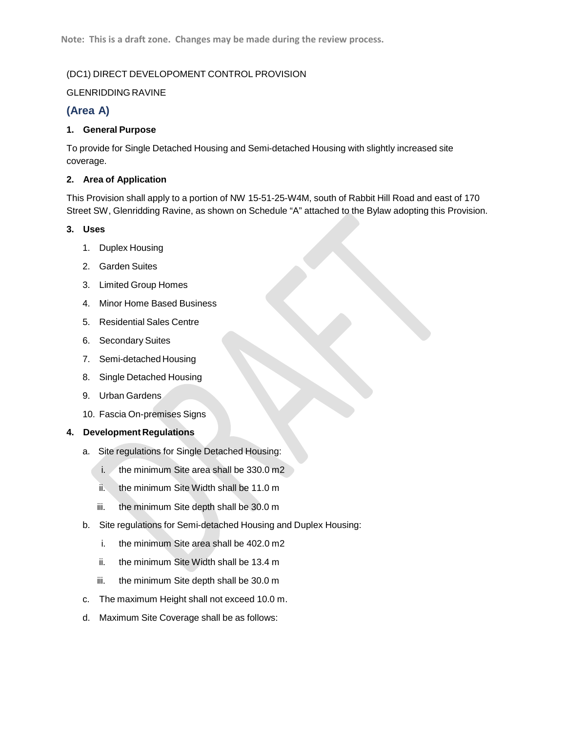Note: This is a draft zone. Changes may be made during the review process.

(DC1) DIRECT DEVELOPOMENT CONTROL PROVISION

GLENRIDDING RAVINE

## (Area A)

### 1. General Purpose

To provide for Single Detached Housing and Semi-detached Housing with slightly increased site coverage.

### 2. Area of Application

This Provision shall apply to a portion of NW 15-51-25-W4M, south of Rabbit Hill Road and east of 170 Street SW, Glenridding Ravine, as shown on Schedule "A" attached to the Bylaw adopting this Provision.

### 3. Uses

1. Duplex Housing
2. Garden Suites
3. Limited Group Homes
4. Minor Home Based Business
5. Residential Sales Centre
6. Secondary Suites
7. Semi-detached Housing
8. Single Detached Housing
9. Urban Gardens
10. Fascia On-premises Signs

### 4. Development Regulations

a. Site regulations for Single Detached Housing:
   - i. the minimum Site area shall be 330.0 m2
   - ii. the minimum Site Width shall be 11.0 m
   - iii. the minimum Site depth shall be 30.0 m

b. Site regulations for Semi-detached Housing and Duplex Housing:
   - i. the minimum Site area shall be 402.0 m2
   - ii. the minimum Site Width shall be 13.4 m
   - iii. the minimum Site depth shall be 30.0 m

c. The maximum Height shall not exceed 10.0 m.

d. Maximum Site Coverage shall be as follows: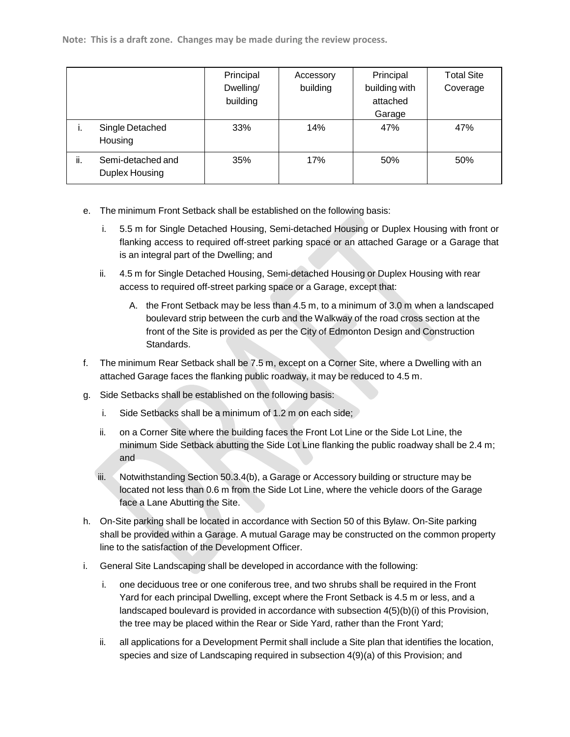Note: This is a draft zone. Changes may be made during the review process.

| | Principal Dwelling/ building | Accessory building | Principal building with attached Garage | Total Site Coverage |
|---|---|---|---|---|
| i. Single Detached Housing | 33% | 14% | 47% | 47% |
| ii. Semi-detached and Duplex Housing | 35% | 17% | 50% | 50% |

e. The minimum Front Setback shall be established on the following basis:

   i. 5.5 m for Single Detached Housing, Semi-detached Housing or Duplex Housing with front or flanking access to required off-street parking space or an attached Garage or a Garage that is an integral part of the Dwelling; and

   ii. 4.5 m for Single Detached Housing, Semi-detached Housing or Duplex Housing with rear access to required off-street parking space or a Garage, except that:

      A. the Front Setback may be less than 4.5 m, to a minimum of 3.0 m when a landscaped boulevard strip between the curb and the Walkway of the road cross section at the front of the Site is provided as per the City of Edmonton Design and Construction Standards.

f. The minimum Rear Setback shall be 7.5 m, except on a Corner Site, where a Dwelling with an attached Garage faces the flanking public roadway, it may be reduced to 4.5 m.

g. Side Setbacks shall be established on the following basis:

   i. Side Setbacks shall be a minimum of 1.2 m on each side;

   ii. on a Corner Site where the building faces the Front Lot Line or the Side Lot Line, the minimum Side Setback abutting the Side Lot Line flanking the public roadway shall be 2.4 m; and

   iii. Notwithstanding Section 50.3.4(b), a Garage or Accessory building or structure may be located not less than 0.6 m from the Side Lot Line, where the vehicle doors of the Garage face a Lane Abutting the Site.

h. On-Site parking shall be located in accordance with Section 50 of this Bylaw. On-Site parking shall be provided within a Garage. A mutual Garage may be constructed on the common property line to the satisfaction of the Development Officer.

i. General Site Landscaping shall be developed in accordance with the following:

   i. one deciduous tree or one coniferous tree, and two shrubs shall be required in the Front Yard for each principal Dwelling, except where the Front Setback is 4.5 m or less, and a landscaped boulevard is provided in accordance with subsection 4(5)(b)(i) of this Provision, the tree may be placed within the Rear or Side Yard, rather than the Front Yard;

   ii. all applications for a Development Permit shall include a Site plan that identifies the location, species and size of Landscaping required in subsection 4(9)(a) of this Provision; and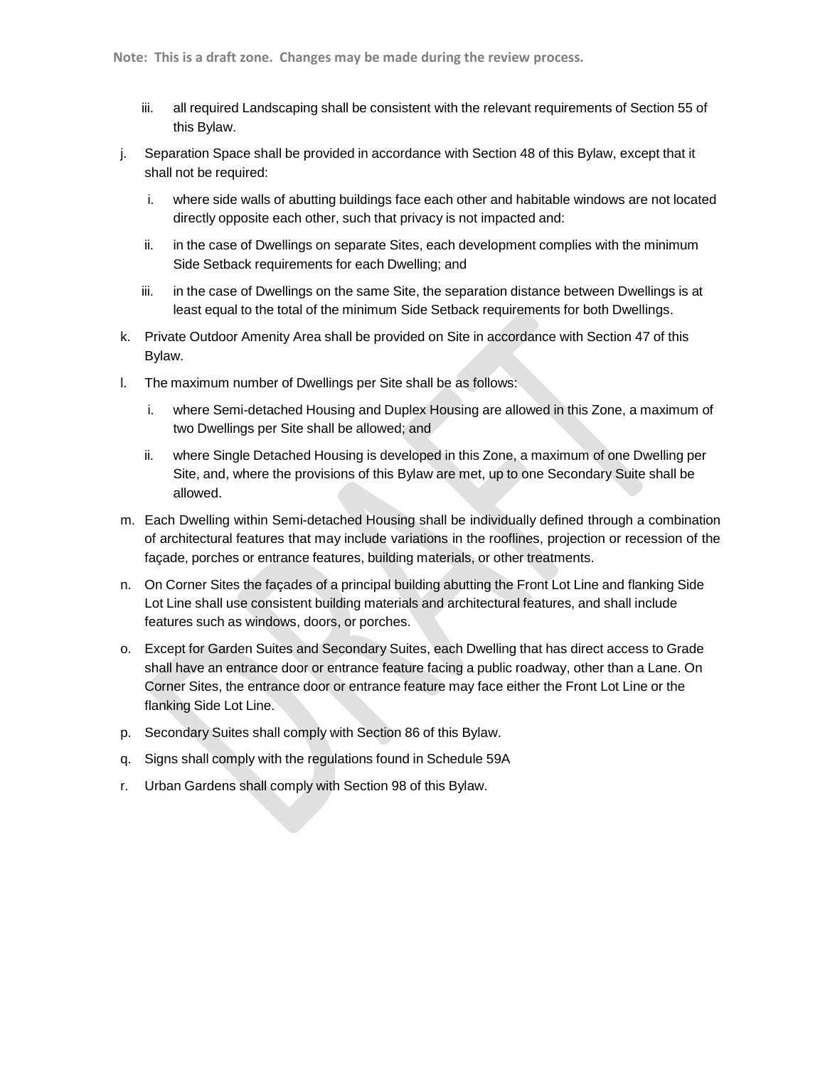iii. all required Landscaping shall be consistent with the relevant requirements of Section 55 of this Bylaw.

j. Separation Space shall be provided in accordance with Section 48 of this Bylaw, except that it shall not be required:

   i. where side walls of abutting buildings face each other and habitable windows are not located directly opposite each other, such that privacy is not impacted and:

   ii. in the case of Dwellings on separate Sites, each development complies with the minimum Side Setback requirements for each Dwelling; and

   iii. in the case of Dwellings on the same Site, the separation distance between Dwellings is at least equal to the total of the minimum Side Setback requirements for both Dwellings.

k. Private Outdoor Amenity Area shall be provided on Site in accordance with Section 47 of this Bylaw.

l. The maximum number of Dwellings per Site shall be as follows:

   i. where Semi-detached Housing and Duplex Housing are allowed in this Zone, a maximum of two Dwellings per Site shall be allowed; and

   ii. where Single Detached Housing is developed in this Zone, a maximum of one Dwelling per Site, and, where the provisions of this Bylaw are met, up to one Secondary Suite shall be allowed.

m. Each Dwelling within Semi-detached Housing shall be individually defined through a combination of architectural features that may include variations in the rooflines, projection or recession of the façade, porches or entrance features, building materials, or other treatments.

n. On Corner Sites the façades of a principal building abutting the Front Lot Line and flanking Side Lot Line shall use consistent building materials and architectural features, and shall include features such as windows, doors, or porches.

o. Except for Garden Suites and Secondary Suites, each Dwelling that has direct access to Grade shall have an entrance door or entrance feature facing a public roadway, other than a Lane. On Corner Sites, the entrance door or entrance feature may face either the Front Lot Line or the flanking Side Lot Line.

p. Secondary Suites shall comply with Section 86 of this Bylaw.

q. Signs shall comply with the regulations found in Schedule 59A

r. Urban Gardens shall comply with Section 98 of this Bylaw.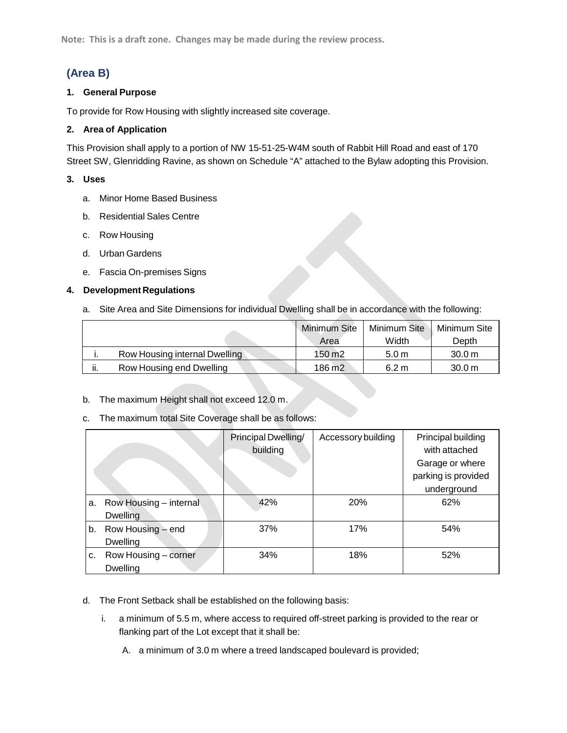Note: This is a draft zone. Changes may be made during the review process.

## (Area B)

**1. General Purpose**

To provide for Row Housing with slightly increased site coverage.

**2. Area of Application**

This Provision shall apply to a portion of NW 15-51-25-W4M south of Rabbit Hill Road and east of 170 Street SW, Glenridding Ravine, as shown on Schedule "A" attached to the Bylaw adopting this Provision.

**3. Uses**

a. Minor Home Based Business

b. Residential Sales Centre

c. Row Housing

d. Urban Gardens

e. Fascia On-premises Signs

**4. Development Regulations**

a. Site Area and Site Dimensions for individual Dwelling shall be in accordance with the following:

| | Minimum Site Area | Minimum Site Width | Minimum Site Depth |
|---|---|---|---|
| i. Row Housing internal Dwelling | 150 m2 | 5.0 m | 30.0 m |
| ii. Row Housing end Dwelling | 186 m2 | 6.2 m | 30.0 m |

b. The maximum Height shall not exceed 12.0 m.

c. The maximum total Site Coverage shall be as follows:

| | Principal Dwelling/ building | Accessory building | Principal building with attached Garage or where parking is provided underground |
|---|---|---|---|
| a. Row Housing – internal Dwelling | 42% | 20% | 62% |
| b. Row Housing – end Dwelling | 37% | 17% | 54% |
| c. Row Housing – corner Dwelling | 34% | 18% | 52% |

d. The Front Setback shall be established on the following basis:

i. a minimum of 5.5 m, where access to required off-street parking is provided to the rear or flanking part of the Lot except that it shall be:

A. a minimum of 3.0 m where a treed landscaped boulevard is provided;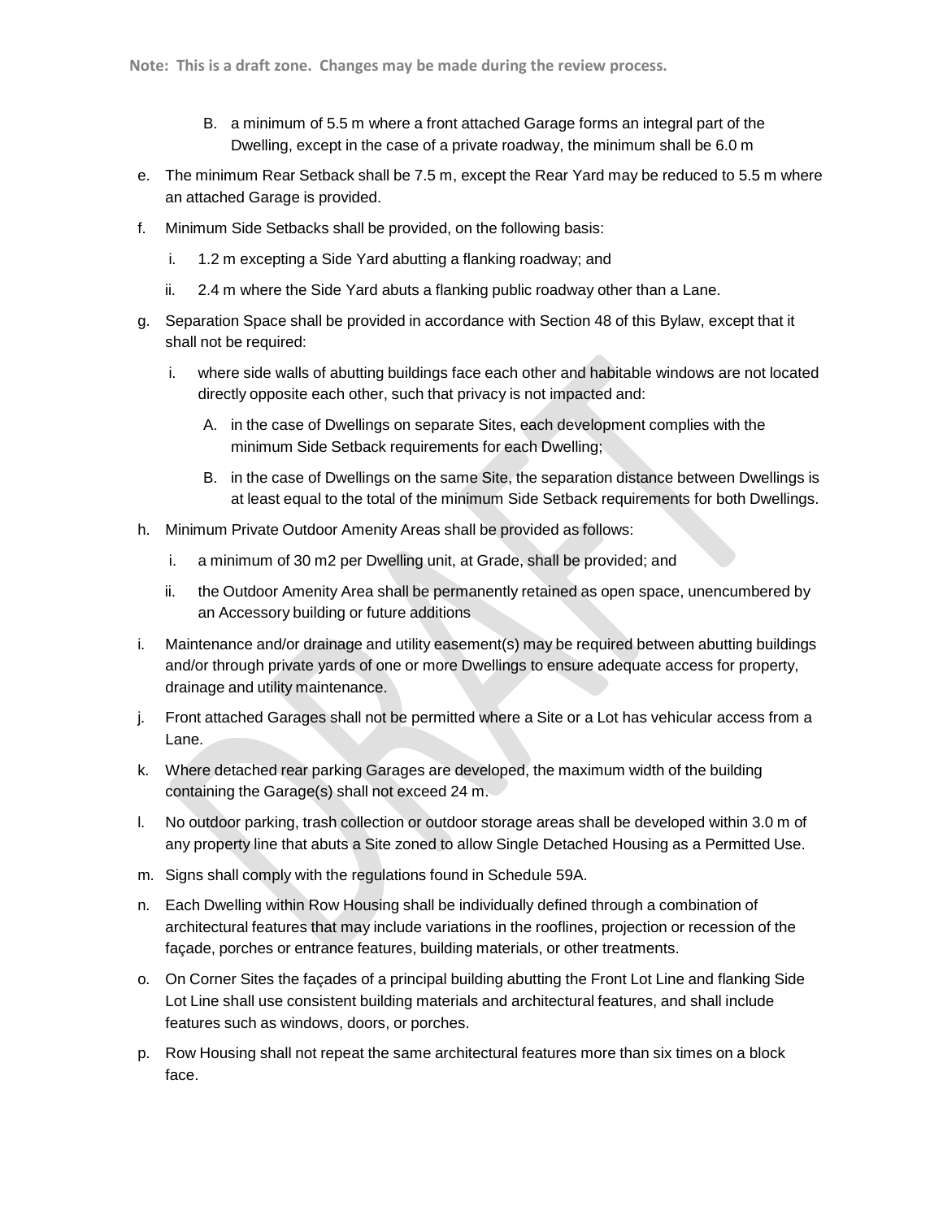Note: This is a draft zone. Changes may be made during the review process.

   B. a minimum of 5.5 m where a front attached Garage forms an integral part of the Dwelling, except in the case of a private roadway, the minimum shall be 6.0 m

e. The minimum Rear Setback shall be 7.5 m, except the Rear Yard may be reduced to 5.5 m where an attached Garage is provided.

f. Minimum Side Setbacks shall be provided, on the following basis:

   i. 1.2 m excepting a Side Yard abutting a flanking roadway; and

   ii. 2.4 m where the Side Yard abuts a flanking public roadway other than a Lane.

g. Separation Space shall be provided in accordance with Section 48 of this Bylaw, except that it shall not be required:

   i. where side walls of abutting buildings face each other and habitable windows are not located directly opposite each other, such that privacy is not impacted and:

      A. in the case of Dwellings on separate Sites, each development complies with the minimum Side Setback requirements for each Dwelling;

      B. in the case of Dwellings on the same Site, the separation distance between Dwellings is at least equal to the total of the minimum Side Setback requirements for both Dwellings.

h. Minimum Private Outdoor Amenity Areas shall be provided as follows:

   i. a minimum of 30 m2 per Dwelling unit, at Grade, shall be provided; and

   ii. the Outdoor Amenity Area shall be permanently retained as open space, unencumbered by an Accessory building or future additions

i. Maintenance and/or drainage and utility easement(s) may be required between abutting buildings and/or through private yards of one or more Dwellings to ensure adequate access for property, drainage and utility maintenance.

j. Front attached Garages shall not be permitted where a Site or a Lot has vehicular access from a Lane.

k. Where detached rear parking Garages are developed, the maximum width of the building containing the Garage(s) shall not exceed 24 m.

l. No outdoor parking, trash collection or outdoor storage areas shall be developed within 3.0 m of any property line that abuts a Site zoned to allow Single Detached Housing as a Permitted Use.

m. Signs shall comply with the regulations found in Schedule 59A.

n. Each Dwelling within Row Housing shall be individually defined through a combination of architectural features that may include variations in the rooflines, projection or recession of the façade, porches or entrance features, building materials, or other treatments.

o. On Corner Sites the façades of a principal building abutting the Front Lot Line and flanking Side Lot Line shall use consistent building materials and architectural features, and shall include features such as windows, doors, or porches.

p. Row Housing shall not repeat the same architectural features more than six times on a block face.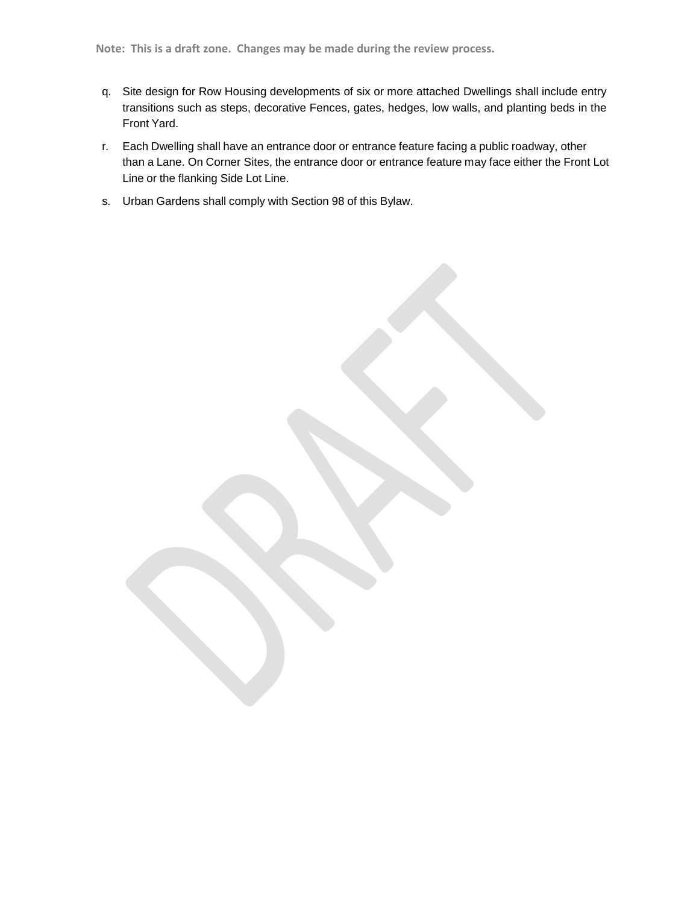q. Site design for Row Housing developments of six or more attached Dwellings shall include entry transitions such as steps, decorative Fences, gates, hedges, low walls, and planting beds in the Front Yard.

r. Each Dwelling shall have an entrance door or entrance feature facing a public roadway, other than a Lane. On Corner Sites, the entrance door or entrance feature may face either the Front Lot Line or the flanking Side Lot Line.

s. Urban Gardens shall comply with Section 98 of this Bylaw.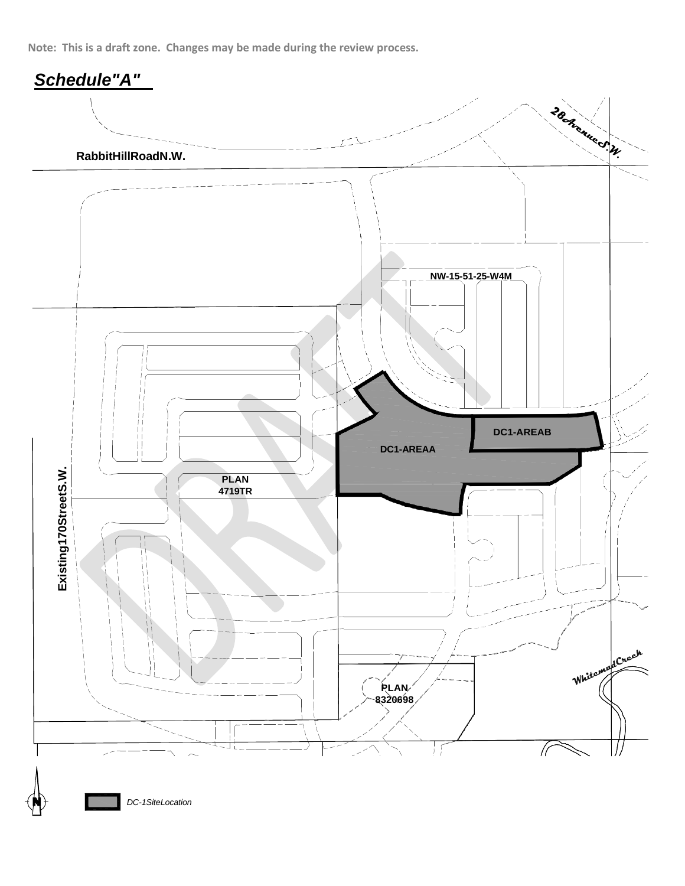Note: This is a draft zone. Changes may be made during the review process.

## *Schedule"A"*

28AvenueS.W.

RabbitHillRoadN.W.

NW-15-51-25-W4M

DC1-AREAB

DC1-AREAA

PLAN
4719TR

Existing170StreetS.W.

WhitemudCreek

PLAN
8320698

DRAFT

N

DC-1SiteLocation